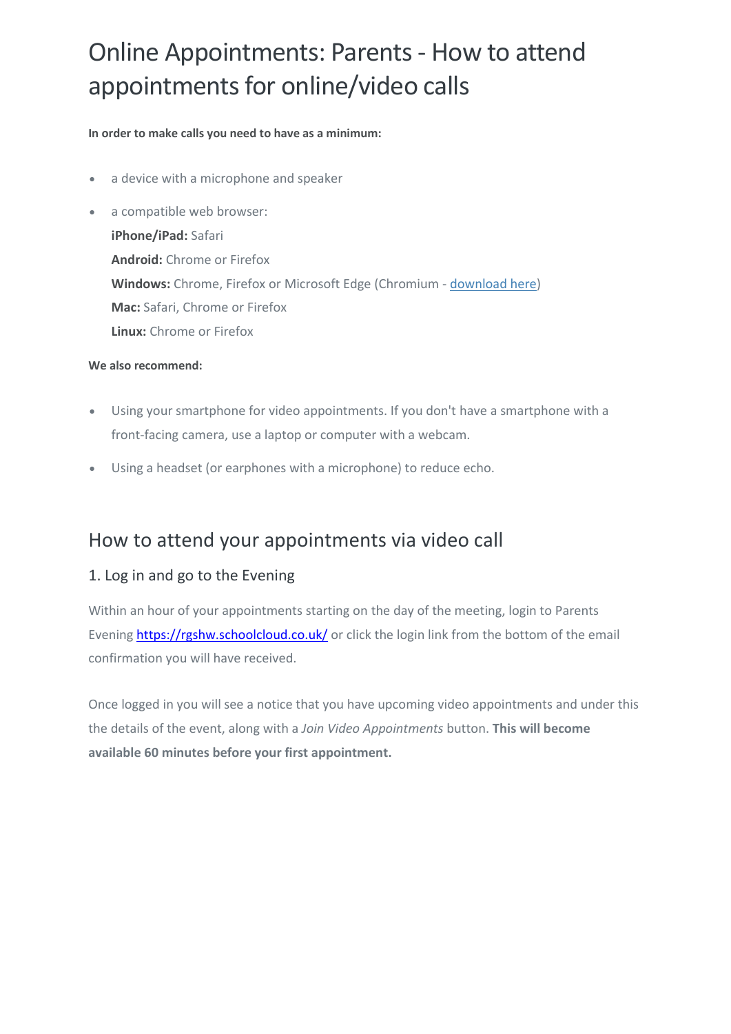# Online Appointments: Parents - How to attend appointments for online/video calls

**In order to make calls you need to have as a minimum:**

- a device with a microphone and speaker
- a compatible web browser:
  **iPhone/iPad:** Safari
  **Android:** Chrome or Firefox
  **Windows:** Chrome, Firefox or Microsoft Edge (Chromium - [download here](#))
  **Mac:** Safari, Chrome or Firefox
  **Linux:** Chrome or Firefox

**We also recommend:**

- Using your smartphone for video appointments. If you don't have a smartphone with a front-facing camera, use a laptop or computer with a webcam.
- Using a headset (or earphones with a microphone) to reduce echo.

## How to attend your appointments via video call

### 1. Log in and go to the Evening

Within an hour of your appointments starting on the day of the meeting, login to Parents Evening https://rgshw.schoolcloud.co.uk/ or click the login link from the bottom of the email confirmation you will have received.

Once logged in you will see a notice that you have upcoming video appointments and under this the details of the event, along with a *Join Video Appointments* button. **This will become available 60 minutes before your first appointment.**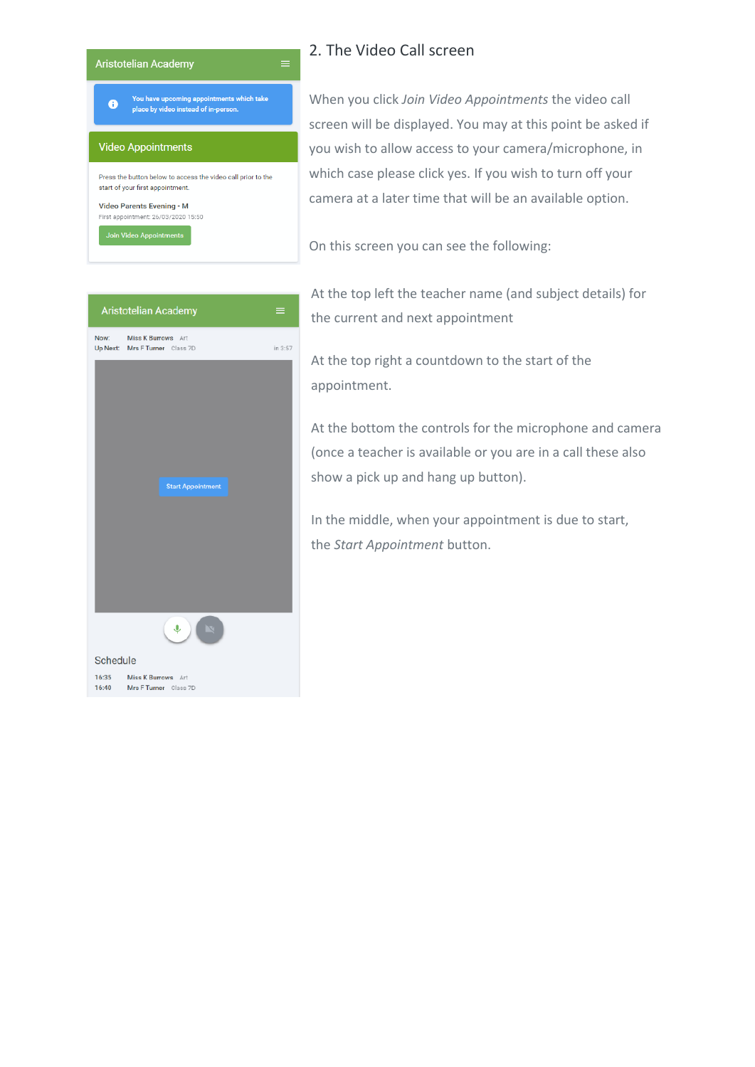## 2. The Video Call screen

When you click *Join Video Appointments* the video call screen will be displayed. You may at this point be asked if you wish to allow access to your camera/microphone, in which case please click yes. If you wish to turn off your camera at a later time that will be an available option.

On this screen you can see the following:

At the top left the teacher name (and subject details) for the current and next appointment

At the top right a countdown to the start of the appointment.

At the bottom the controls for the microphone and camera (once a teacher is available or you are in a call these also show a pick up and hang up button).

In the middle, when your appointment is due to start, the *Start Appointment* button.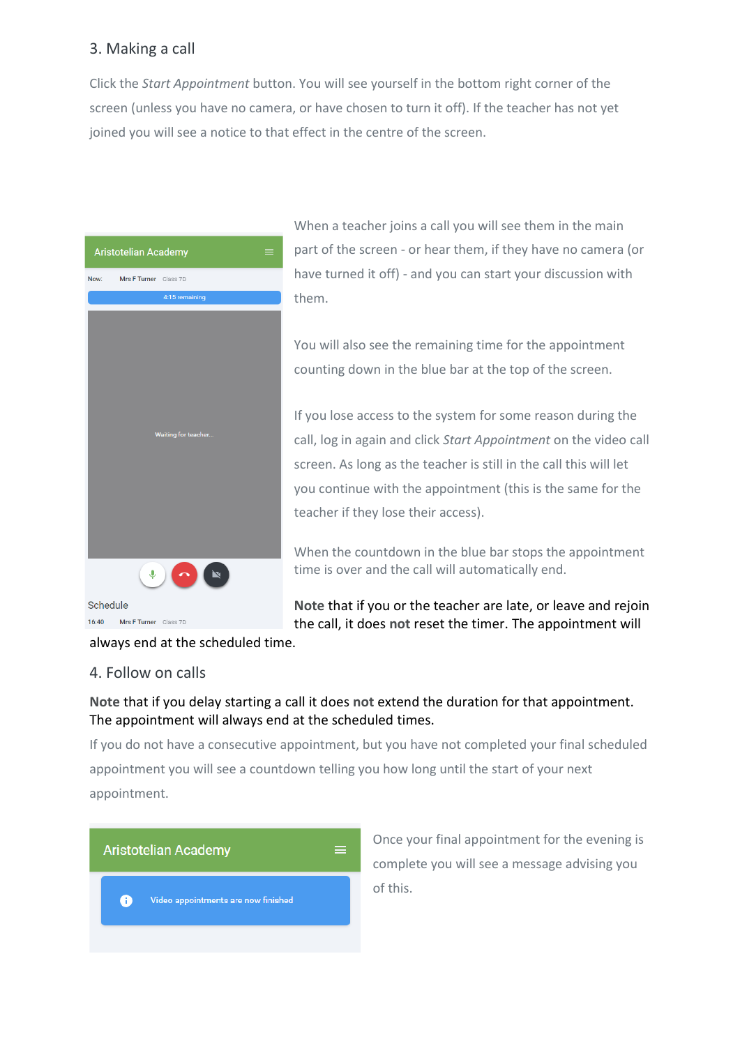### 3. Making a call

Click the *Start Appointment* button. You will see yourself in the bottom right corner of the screen (unless you have no camera, or have chosen to turn it off). If the teacher has not yet joined you will see a notice to that effect in the centre of the screen.

When a teacher joins a call you will see them in the main part of the screen - or hear them, if they have no camera (or have turned it off) - and you can start your discussion with them.

You will also see the remaining time for the appointment counting down in the blue bar at the top of the screen.

If you lose access to the system for some reason during the call, log in again and click *Start Appointment* on the video call screen. As long as the teacher is still in the call this will let you continue with the appointment (this is the same for the teacher if they lose their access).

When the countdown in the blue bar stops the appointment time is over and the call will automatically end.

**Note** that if you or the teacher are late, or leave and rejoin the call, it does **not** reset the timer. The appointment will always end at the scheduled time.

### 4. Follow on calls

**Note** that if you delay starting a call it does **not** extend the duration for that appointment. The appointment will always end at the scheduled times.

If you do not have a consecutive appointment, but you have not completed your final scheduled appointment you will see a countdown telling you how long until the start of your next appointment.

Once your final appointment for the evening is complete you will see a message advising you of this.